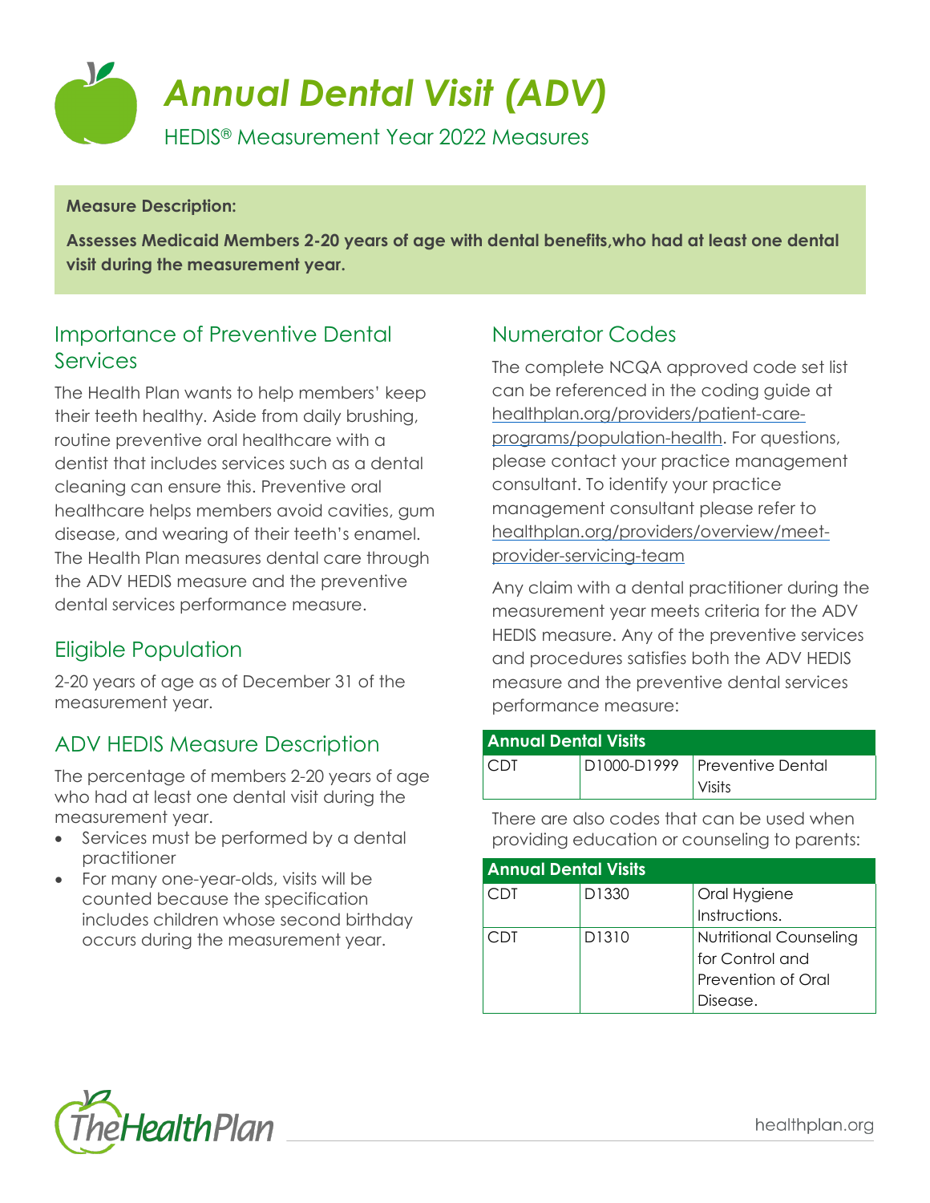# *Annual Dental Visit (ADV)*

HEDIS® Measurement Year 2022 Measures

**Measure Description:**

**Assesses Medicaid Members 2-20 years of age with dental benefits,who had at least one dental visit during the measurement year.**

## Importance of Preventive Dental Services

The Health Plan wants to help members' keep their teeth healthy. Aside from daily brushing, routine preventive oral healthcare with a dentist that includes services such as a dental cleaning can ensure this. Preventive oral healthcare helps members avoid cavities, gum disease, and wearing of their teeth's enamel. The Health Plan measures dental care through the ADV HEDIS measure and the preventive dental services performance measure.

## Eligible Population

2-20 years of age as of December 31 of the measurement year.

## ADV HEDIS Measure Description

The percentage of members 2-20 years of age who had at least one dental visit during the measurement year.

- Services must be performed by a dental practitioner
- For many one-year-olds, visits will be counted because the specification includes children whose second birthday occurs during the measurement year.

## Numerator Codes

The complete NCQA approved code set list can be referenced in the coding guide at healthplan.org/providers/patient-care-programs/population-health. For questions, please contact your practice management consultant. To identify your practice management consultant please refer to healthplan.org/providers/overview/meet-provider-servicing-team

Any claim with a dental practitioner during the measurement year meets criteria for the ADV HEDIS measure. Any of the preventive services and procedures satisfies both the ADV HEDIS measure and the preventive dental services performance measure:

| Annual Dental Visits | | |
|---|---|---|
| CDT | D1000-D1999 | Preventive Dental Visits |

There are also codes that can be used when providing education or counseling to parents:

| Annual Dental Visits | | |
|---|---|---|
| CDT | D1330 | Oral Hygiene Instructions. |
| CDT | D1310 | Nutritional Counseling for Control and Prevention of Oral Disease. |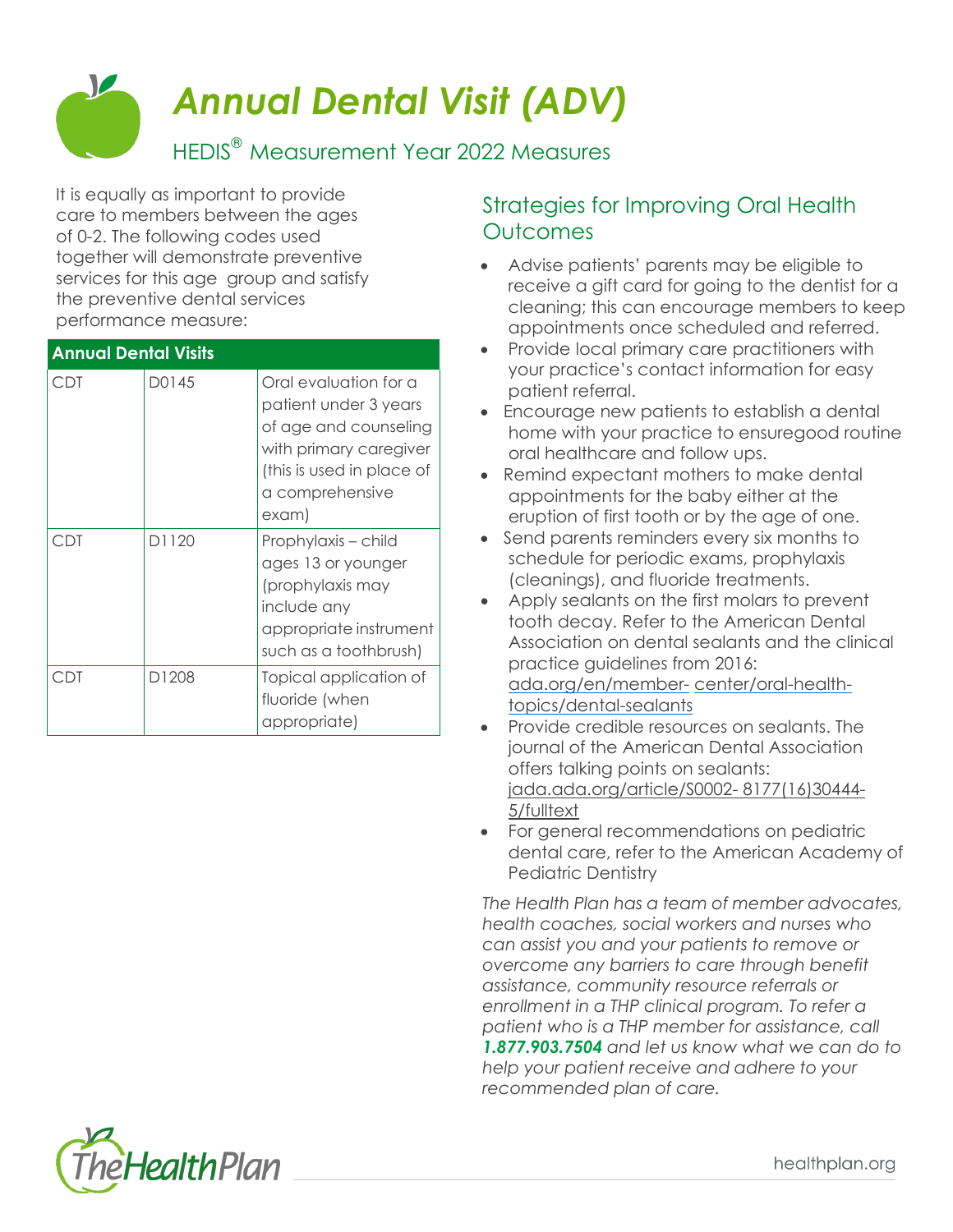# *Annual Dental Visit (ADV)*

## HEDIS® Measurement Year 2022 Measures

It is equally as important to provide care to members between the ages of 0-2. The following codes used together will demonstrate preventive services for this age group and satisfy the preventive dental services performance measure:

| Annual Dental Visits | | |
|---|---|---|
| CDT | D0145 | Oral evaluation for a patient under 3 years of age and counseling with primary caregiver (this is used in place of a comprehensive exam) |
| CDT | D1120 | Prophylaxis – child ages 13 or younger (prophylaxis may include any appropriate instrument such as a toothbrush) |
| CDT | D1208 | Topical application of fluoride (when appropriate) |

## Strategies for Improving Oral Health Outcomes

- Advise patients' parents may be eligible to receive a gift card for going to the dentist for a cleaning; this can encourage members to keep appointments once scheduled and referred.
- Provide local primary care practitioners with your practice's contact information for easy patient referral.
- Encourage new patients to establish a dental home with your practice to ensuregood routine oral healthcare and follow ups.
- Remind expectant mothers to make dental appointments for the baby either at the eruption of first tooth or by the age of one.
- Send parents reminders every six months to schedule for periodic exams, prophylaxis (cleanings), and fluoride treatments.
- Apply sealants on the first molars to prevent tooth decay. Refer to the American Dental Association on dental sealants and the clinical practice guidelines from 2016: ada.org/en/member- center/oral-health-topics/dental-sealants
- Provide credible resources on sealants. The journal of the American Dental Association offers talking points on sealants: jada.ada.org/article/S0002- 8177(16)30444-5/fulltext
- For general recommendations on pediatric dental care, refer to the American Academy of Pediatric Dentistry

*The Health Plan has a team of member advocates, health coaches, social workers and nurses who can assist you and your patients to remove or overcome any barriers to care through benefit assistance, community resource referrals or enrollment in a THP clinical program. To refer a patient who is a THP member for assistance, call **1.877.903.7504** and let us know what we can do to help your patient receive and adhere to your recommended plan of care.*

TheHealthPlan

healthplan.org